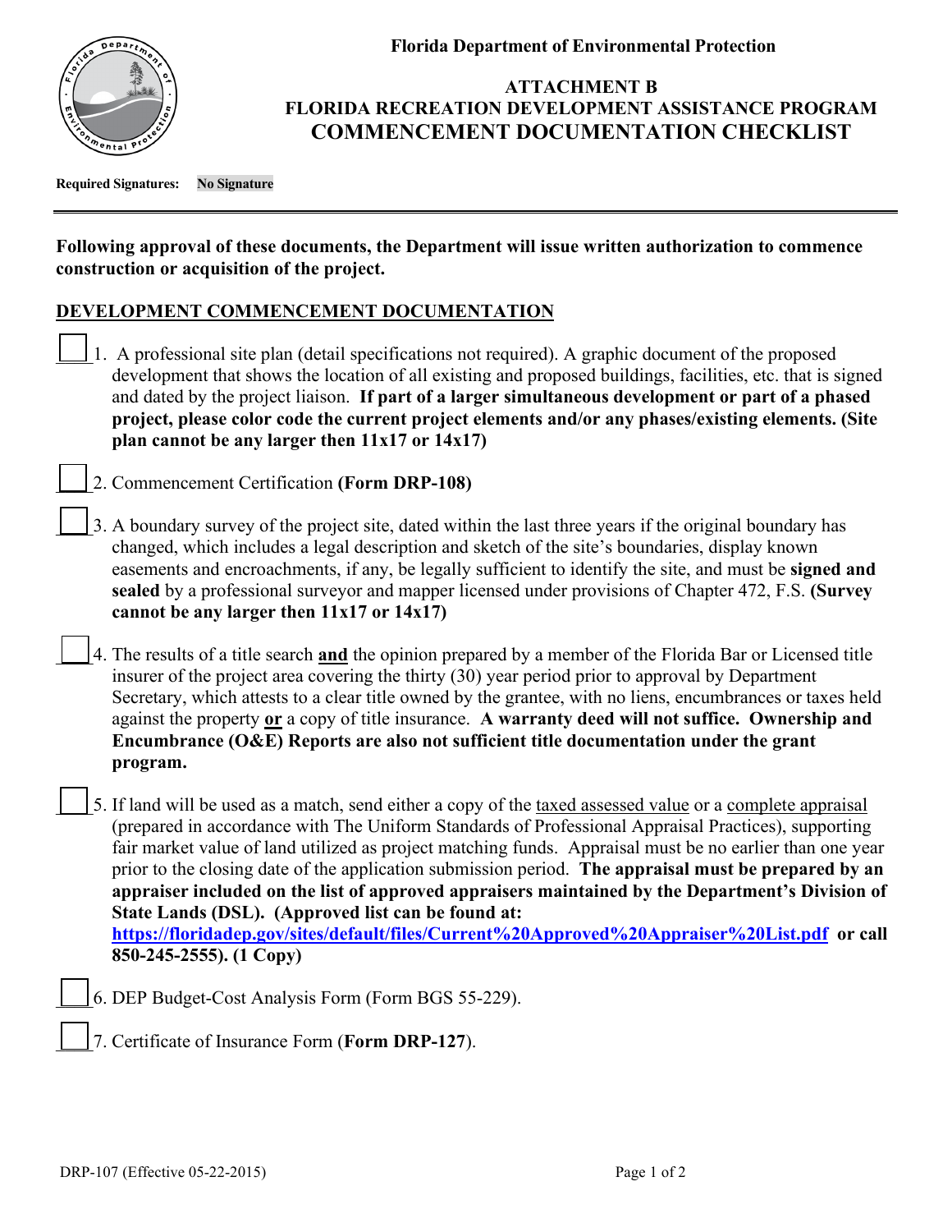**Florida Department of Environmental Protection**

# ATTACHMENT B
# FLORIDA RECREATION DEVELOPMENT ASSISTANCE PROGRAM
# COMMENCEMENT DOCUMENTATION CHECKLIST

**Required Signatures:** **No Signature**

---

**Following approval of these documents, the Department will issue written authorization to commence construction or acquisition of the project.**

## DEVELOPMENT COMMENCEMENT DOCUMENTATION

- [ ] 1. A professional site plan (detail specifications not required). A graphic document of the proposed development that shows the location of all existing and proposed buildings, facilities, etc. that is signed and dated by the project liaison. **If part of a larger simultaneous development or part of a phased project, please color code the current project elements and/or any phases/existing elements. (Site plan cannot be any larger then 11x17 or 14x17)**

- [ ] 2. Commencement Certification **(Form DRP-108)**

- [ ] 3. A boundary survey of the project site, dated within the last three years if the original boundary has changed, which includes a legal description and sketch of the site's boundaries, display known easements and encroachments, if any, be legally sufficient to identify the site, and must be **signed and sealed** by a professional surveyor and mapper licensed under provisions of Chapter 472, F.S. **(Survey cannot be any larger then 11x17 or 14x17)**

- [ ] 4. The results of a title search **and** the opinion prepared by a member of the Florida Bar or Licensed title insurer of the project area covering the thirty (30) year period prior to approval by Department Secretary, which attests to a clear title owned by the grantee, with no liens, encumbrances or taxes held against the property **or** a copy of title insurance. **A warranty deed will not suffice. Ownership and Encumbrance (O&E) Reports are also not sufficient title documentation under the grant program.**

- [ ] 5. If land will be used as a match, send either a copy of the taxed assessed value or a complete appraisal (prepared in accordance with The Uniform Standards of Professional Appraisal Practices), supporting fair market value of land utilized as project matching funds. Appraisal must be no earlier than one year prior to the closing date of the application submission period. **The appraisal must be prepared by an appraiser included on the list of approved appraisers maintained by the Department's Division of State Lands (DSL). (Approved list can be found at: https://floridadep.gov/sites/default/files/Current%20Approved%20Appraiser%20List.pdf or call 850-245-2555). (1 Copy)**

- [ ] 6. DEP Budget-Cost Analysis Form (Form BGS 55-229).

- [ ] 7. Certificate of Insurance Form (**Form DRP-127**).

DRP-107 (Effective 05-22-2015)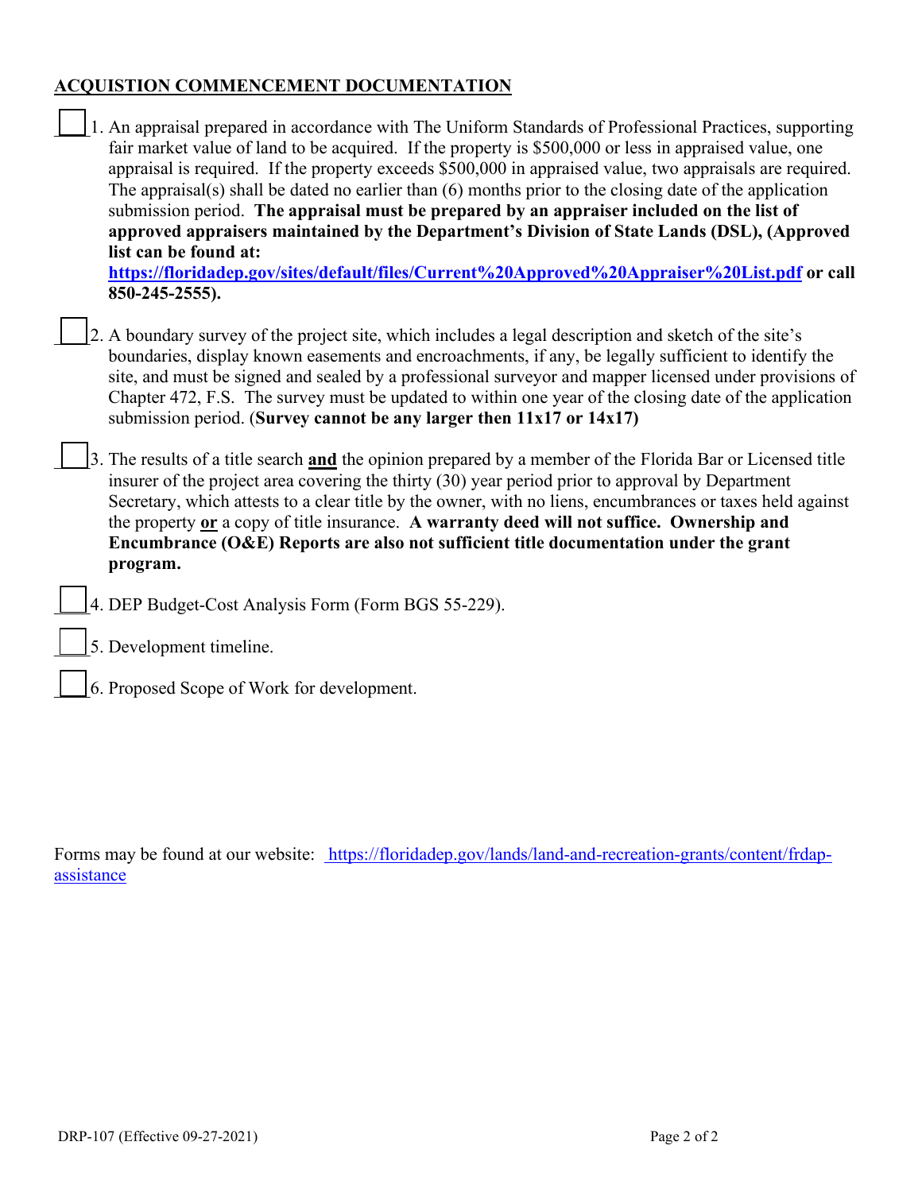## ACQUISTION COMMENCEMENT DOCUMENTATION

☐ 1. An appraisal prepared in accordance with The Uniform Standards of Professional Practices, supporting fair market value of land to be acquired. If the property is $500,000 or less in appraised value, one appraisal is required. If the property exceeds $500,000 in appraised value, two appraisals are required. The appraisal(s) shall be dated no earlier than (6) months prior to the closing date of the application submission period. **The appraisal must be prepared by an appraiser included on the list of approved appraisers maintained by the Department's Division of State Lands (DSL), (Approved list can be found at: [https://floridadep.gov/sites/default/files/Current%20Approved%20Appraiser%20List.pdf](https://floridadep.gov/sites/default/files/Current%20Approved%20Appraiser%20List.pdf) or call 850-245-2555).**

☐ 2. A boundary survey of the project site, which includes a legal description and sketch of the site's boundaries, display known easements and encroachments, if any, be legally sufficient to identify the site, and must be signed and sealed by a professional surveyor and mapper licensed under provisions of Chapter 472, F.S. The survey must be updated to within one year of the closing date of the application submission period. (**Survey cannot be any larger then 11x17 or 14x17)**

☐ 3. The results of a title search **and** the opinion prepared by a member of the Florida Bar or Licensed title insurer of the project area covering the thirty (30) year period prior to approval by Department Secretary, which attests to a clear title by the owner, with no liens, encumbrances or taxes held against the property **or** a copy of title insurance. **A warranty deed will not suffice. Ownership and Encumbrance (O&E) Reports are also not sufficient title documentation under the grant program.**

☐ 4. DEP Budget-Cost Analysis Form (Form BGS 55-229).

☐ 5. Development timeline.

☐ 6. Proposed Scope of Work for development.

Forms may be found at our website: [https://floridadep.gov/lands/land-and-recreation-grants/content/frdap-assistance](https://floridadep.gov/lands/land-and-recreation-grants/content/frdap-assistance)

DRP-107 (Effective 09-27-2021)